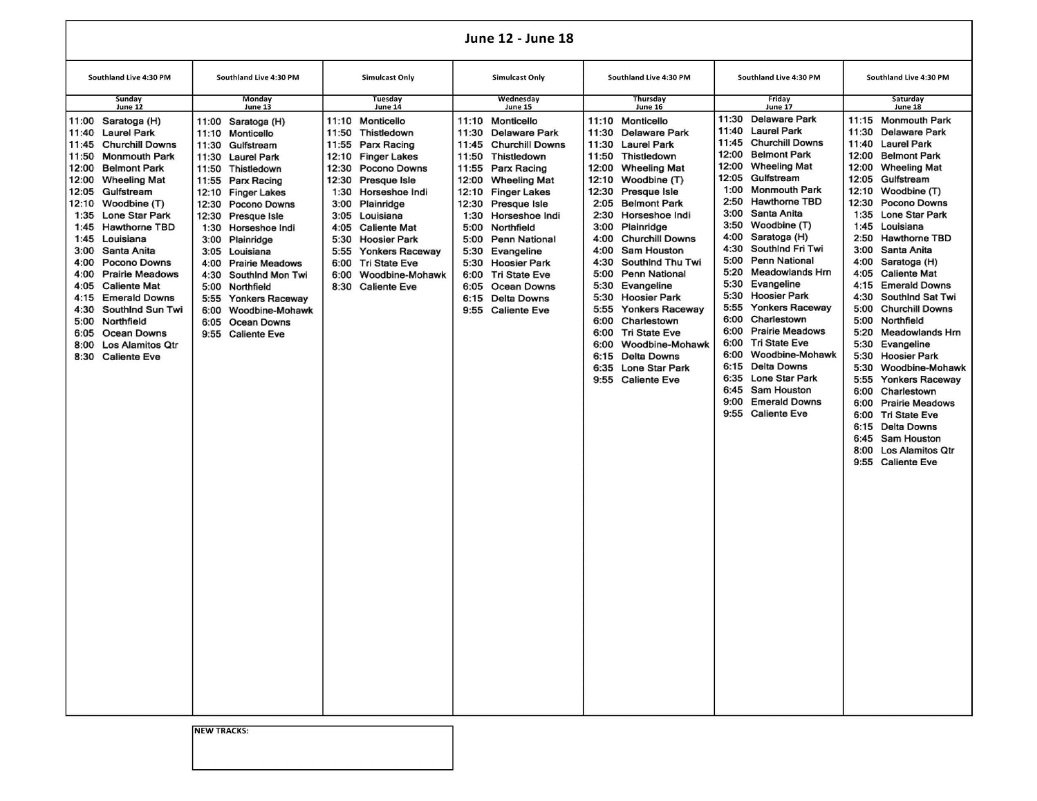# June 12 - June 18

| Sunday June 12 | Monday June 13 | Tuesday June 14 | Wednesday June 15 | Thursday June 16 | Friday June 17 | Saturday June 18 |
|---|---|---|---|---|---|---|
| Southland Live 4:30 PM | Southland Live 4:30 PM | Simulcast Only | Simulcast Only | Southland Live 4:30 PM | Southland Live 4:30 PM | Southland Live 4:30 PM |
| 11:00 Saratoga (H) | 11:00 Saratoga (H) | 11:10 Monticello | 11:10 Monticello | 11:10 Monticello | 11:30 Delaware Park | 11:15 Monmouth Park |
| 11:40 Laurel Park | 11:10 Monticello | 11:50 Thistledown | 11:30 Delaware Park | 11:30 Delaware Park | 11:40 Laurel Park | 11:30 Delaware Park |
| 11:45 Churchill Downs | 11:30 Gulfstream | 11:55 Parx Racing | 11:45 Churchill Downs | 11:30 Laurel Park | 11:45 Churchill Downs | 11:40 Laurel Park |
| 11:50 Monmouth Park | 11:30 Laurel Park | 12:10 Finger Lakes | 11:50 Thistledown | 11:50 Thistledown | 12:00 Belmont Park | 12:00 Belmont Park |
| 12:00 Belmont Park | 11:50 Thistledown | 12:30 Pocono Downs | 11:55 Parx Racing | 12:00 Wheeling Mat | 12:00 Wheeling Mat | 12:00 Wheeling Mat |
| 12:00 Wheeling Mat | 11:55 Parx Racing | 12:30 Presque Isle | 12:00 Wheeling Mat | 12:10 Woodbine (T) | 12:05 Gulfstream | 12:05 Gulfstream |
| 12:05 Gulfstream | 12:10 Finger Lakes | 1:30 Horseshoe Indi | 12:10 Finger Lakes | 12:30 Presque Isle | 1:00 Monmouth Park | 12:10 Woodbine (T) |
| 12:10 Woodbine (T) | 12:30 Pocono Downs | 3:00 Plainridge | 12:30 Presque Isle | 2:05 Belmont Park | 2:50 Hawthorne TBD | 12:30 Pocono Downs |
| 1:35 Lone Star Park | 12:30 Presque Isle | 3:05 Louisiana | 1:30 Horseshoe Indi | 2:30 Horseshoe Indi | 3:00 Santa Anita | 1:35 Lone Star Park |
| 1:45 Hawthorne TBD | 1:30 Horseshoe Indi | 4:05 Caliente Mat | 5:00 Northfield | 3:00 Plainridge | 3:50 Woodbine (T) | 1:45 Louisiana |
| 1:45 Louisiana | 3:00 Plainridge | 5:30 Hoosier Park | 5:00 Penn National | 4:00 Churchill Downs | 4:00 Saratoga (H) | 2:50 Hawthorne TBD |
| 3:00 Santa Anita | 3:05 Louisiana | 5:55 Yonkers Raceway | 5:30 Evangeline | 4:00 Sam Houston | 4:30 Southlnd Fri Twi | 3:00 Santa Anita |
| 4:00 Pocono Downs | 4:00 Prairie Meadows | 6:00 Tri State Eve | 5:30 Hoosier Park | 4:30 Southlnd Thu Twi | 5:00 Penn National | 4:00 Saratoga (H) |
| 4:00 Prairie Meadows | 4:30 Southlnd Mon Twi | 6:00 Woodbine-Mohawk | 6:00 Tri State Eve | 5:00 Penn National | 5:20 Meadowlands Hrn | 4:05 Caliente Mat |
| 4:05 Caliente Mat | 5:00 Northfield | 8:30 Caliente Eve | 6:05 Ocean Downs | 5:30 Evangeline | 5:30 Evangeline | 4:15 Emerald Downs |
| 4:15 Emerald Downs | 5:55 Yonkers Raceway | | 6:15 Delta Downs | 5:30 Hoosier Park | 5:30 Hoosier Park | 4:30 Southlnd Sat Twi |
| 4:30 Southlnd Sun Twi | 6:00 Woodbine-Mohawk | | 9:55 Caliente Eve | 5:55 Yonkers Raceway | 5:55 Yonkers Raceway | 5:00 Churchill Downs |
| 5:00 Northfield | 6:05 Ocean Downs | | | 6:00 Charlestown | 6:00 Charlestown | 5:00 Northfield |
| 6:05 Ocean Downs | 9:55 Caliente Eve | | | 6:00 Tri State Eve | 6:00 Prairie Meadows | 5:20 Meadowlands Hrn |
| 8:00 Los Alamitos Qtr | | | | 6:00 Woodbine-Mohawk | 6:00 Tri State Eve | 5:30 Evangeline |
| 8:30 Caliente Eve | | | | 6:15 Delta Downs | 6:00 Woodbine-Mohawk | 5:30 Hoosier Park |
| | | | | 6:35 Lone Star Park | 6:15 Delta Downs | 5:30 Woodbine-Mohawk |
| | | | | 9:55 Caliente Eve | 6:35 Lone Star Park | 5:55 Yonkers Raceway |
| | | | | | 6:45 Sam Houston | 6:00 Charlestown |
| | | | | | 9:00 Emerald Downs | 6:00 Prairie Meadows |
| | | | | | 9:55 Caliente Eve | 6:00 Tri State Eve |
| | | | | | | 6:15 Delta Downs |
| | | | | | | 6:45 Sam Houston |
| | | | | | | 8:00 Los Alamitos Qtr |
| | | | | | | 9:55 Caliente Eve |

**NEW TRACKS:**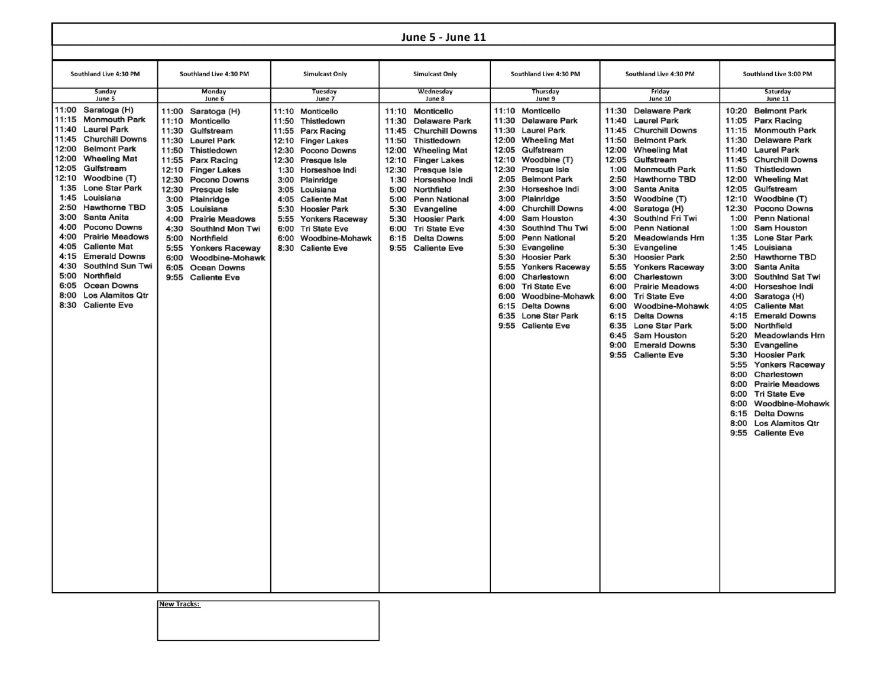# June 5 - June 11

| Southland Live 4:30 PM | Southland Live 4:30 PM | Simulcast Only | Simulcast Only | Southland Live 4:30 PM | Southland Live 4:30 PM | Southland Live 3:00 PM |
|---|---|---|---|---|---|---|
| Sunday June 5 | Monday June 6 | Tuesday June 7 | Wednesday June 8 | Thursday June 9 | Friday June 10 | Saturday June 11 |
| 11:00 Saratoga (H) | 11:00 Saratoga (H) | 11:10 Monticello | 11:10 Monticello | 11:10 Monticello | 11:30 Delaware Park | 10:20 Belmont Park |
| 11:15 Monmouth Park | 11:10 Monticello | 11:50 Thistledown | 11:30 Delaware Park | 11:30 Delaware Park | 11:40 Laurel Park | 11:05 Parx Racing |
| 11:40 Laurel Park | 11:30 Gulfstream | 11:55 Parx Racing | 11:45 Churchill Downs | 11:30 Laurel Park | 11:45 Churchill Downs | 11:15 Monmouth Park |
| 11:45 Churchill Downs | 11:30 Laurel Park | 12:10 Finger Lakes | 11:50 Thistledown | 12:00 Wheeling Mat | 11:50 Belmont Park | 11:30 Delaware Park |
| 12:00 Belmont Park | 11:50 Thistledown | 12:30 Pocono Downs | 12:00 Wheeling Mat | 12:05 Gulfstream | 12:00 Wheeling Mat | 11:40 Laurel Park |
| 12:00 Wheeling Mat | 11:55 Parx Racing | 12:30 Presque Isle | 12:10 Finger Lakes | 12:10 Woodbine (T) | 12:05 Gulfstream | 11:45 Churchill Downs |
| 12:05 Gulfstream | 12:10 Finger Lakes | 1:30 Horseshoe Indi | 12:30 Presque Isle | 12:30 Presque Isle | 1:00 Monmouth Park | 11:50 Thistledown |
| 12:10 Woodbine (T) | 12:30 Pocono Downs | 3:00 Plainridge | 1:30 Horseshoe Indi | 2:05 Belmont Park | 2:50 Hawthorne TBD | 12:00 Wheeling Mat |
| 1:35 Lone Star Park | 12:30 Presque Isle | 3:05 Louisiana | 5:00 Northfield | 2:30 Horseshoe Indi | 3:00 Santa Anita | 12:05 Gulfstream |
| 1:45 Louisiana | 3:00 Plainridge | 4:05 Caliente Mat | 5:00 Penn National | 3:00 Plainridge | 3:50 Woodbine (T) | 12:10 Woodbine (T) |
| 2:50 Hawthorne TBD | 3:05 Louisiana | 5:30 Hoosier Park | 5:30 Evangeline | 4:00 Churchill Downs | 4:00 Saratoga (H) | 12:30 Pocono Downs |
| 3:00 Santa Anita | 4:00 Prairie Meadows | 5:55 Yonkers Raceway | 5:30 Hoosier Park | 4:00 Sam Houston | 4:30 Southlnd Fri Twi | 1:00 Penn National |
| 4:00 Pocono Downs | 4:30 Southlnd Mon Twi | 6:00 Tri State Eve | 6:00 Tri State Eve | 4:30 Southlnd Thu Twi | 5:00 Penn National | 1:00 Sam Houston |
| 4:00 Prairie Meadows | 5:00 Northfield | 6:00 Woodbine-Mohawk | 6:15 Delta Downs | 5:00 Penn National | 5:20 Meadowlands Hrn | 1:35 Lone Star Park |
| 4:05 Caliente Mat | 5:55 Yonkers Raceway | 8:30 Caliente Eve | 9:55 Caliente Eve | 5:30 Evangeline | 5:30 Evangeline | 1:45 Louisiana |
| 4:15 Emerald Downs | 6:00 Woodbine-Mohawk | | | 5:30 Hoosier Park | 5:30 Hoosier Park | 2:50 Hawthorne TBD |
| 4:30 Southlnd Sun Twi | 6:05 Ocean Downs | | | 5:55 Yonkers Raceway | 5:55 Yonkers Raceway | 3:00 Santa Anita |
| 5:00 Northfield | 9:55 Caliente Eve | | | 6:00 Charlestown | 6:00 Charlestown | 3:00 Southlnd Sat Twi |
| 6:05 Ocean Downs | | | | 6:00 Tri State Eve | 6:00 Prairie Meadows | 4:00 Horseshoe Indi |
| 8:00 Los Alamitos Qtr | | | | 6:00 Woodbine-Mohawk | 6:00 Tri State Eve | 4:00 Saratoga (H) |
| 8:30 Caliente Eve | | | | 6:15 Delta Downs | 6:00 Woodbine-Mohawk | 4:05 Caliente Mat |
| | | | | 6:35 Lone Star Park | 6:15 Delta Downs | 4:15 Emerald Downs |
| | | | | 9:55 Caliente Eve | 6:35 Lone Star Park | 5:00 Northfield |
| | | | | | 6:45 Sam Houston | 5:20 Meadowlands Hrn |
| | | | | | 9:00 Emerald Downs | 5:30 Evangeline |
| | | | | | 9:55 Caliente Eve | 5:30 Hoosier Park |
| | | | | | | 5:55 Yonkers Raceway |
| | | | | | | 6:00 Charlestown |
| | | | | | | 6:00 Prairie Meadows |
| | | | | | | 6:00 Tri State Eve |
| | | | | | | 6:00 Woodbine-Mohawk |
| | | | | | | 6:15 Delta Downs |
| | | | | | | 8:00 Los Alamitos Qtr |
| | | | | | | 9:55 Caliente Eve |

**New Tracks:**